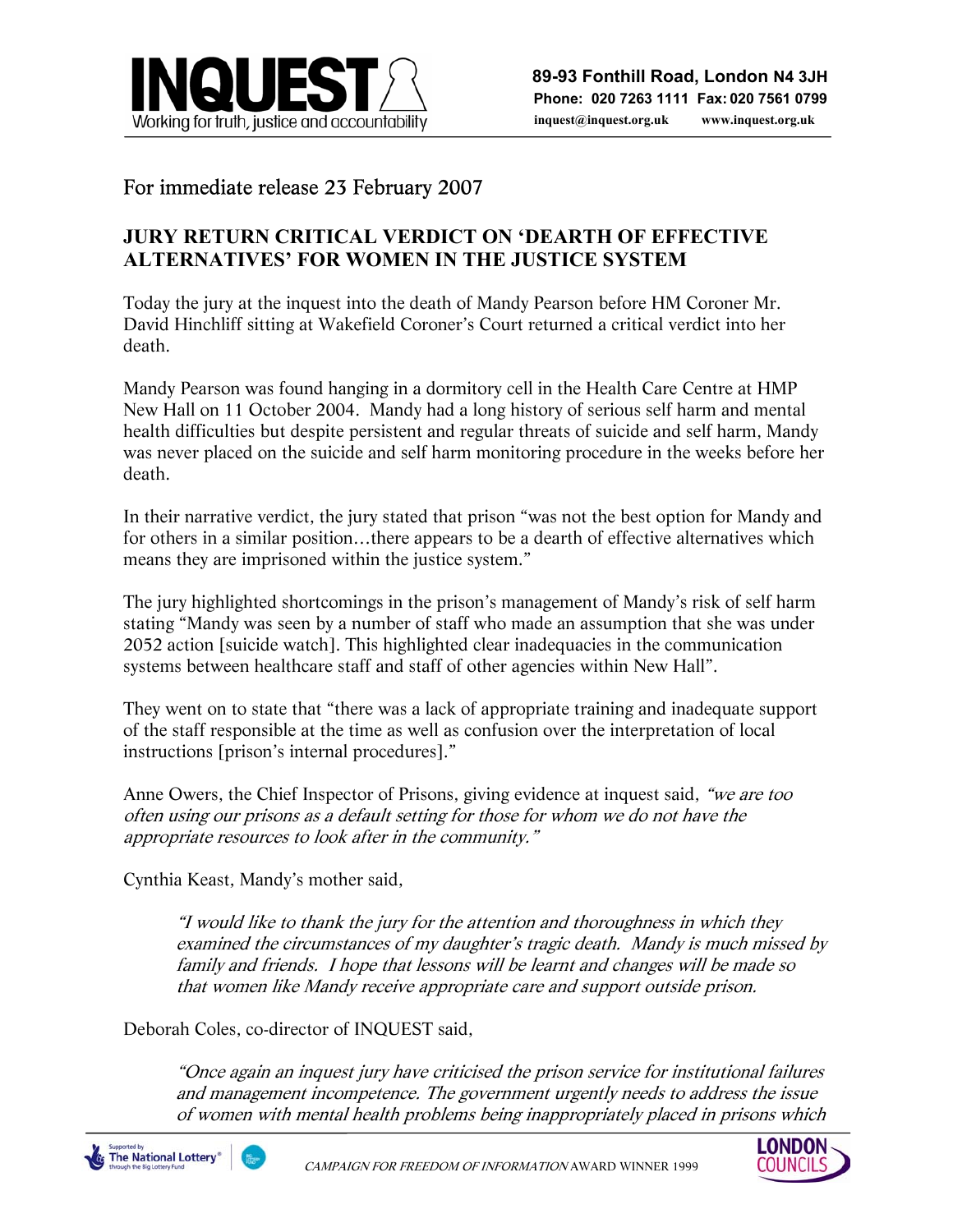**INQUEST**
Working for truth, justice and accountability

**89-93 Fonthill Road, London N4 3JH**
**Phone: 020 7263 1111 Fax: 020 7561 0799**
**inquest@inquest.org.uk www.inquest.org.uk**

For immediate release 23 February 2007

## JURY RETURN CRITICAL VERDICT ON 'DEARTH OF EFFECTIVE ALTERNATIVES' FOR WOMEN IN THE JUSTICE SYSTEM

Today the jury at the inquest into the death of Mandy Pearson before HM Coroner Mr. David Hinchliff sitting at Wakefield Coroner's Court returned a critical verdict into her death.

Mandy Pearson was found hanging in a dormitory cell in the Health Care Centre at HMP New Hall on 11 October 2004. Mandy had a long history of serious self harm and mental health difficulties but despite persistent and regular threats of suicide and self harm, Mandy was never placed on the suicide and self harm monitoring procedure in the weeks before her death.

In their narrative verdict, the jury stated that prison "was not the best option for Mandy and for others in a similar position…there appears to be a dearth of effective alternatives which means they are imprisoned within the justice system."

The jury highlighted shortcomings in the prison's management of Mandy's risk of self harm stating "Mandy was seen by a number of staff who made an assumption that she was under 2052 action [suicide watch]. This highlighted clear inadequacies in the communication systems between healthcare staff and staff of other agencies within New Hall".

They went on to state that "there was a lack of appropriate training and inadequate support of the staff responsible at the time as well as confusion over the interpretation of local instructions [prison's internal procedures]."

Anne Owers, the Chief Inspector of Prisons, giving evidence at inquest said, *"we are too often using our prisons as a default setting for those for whom we do not have the appropriate resources to look after in the community."*

Cynthia Keast, Mandy's mother said,

> *"I would like to thank the jury for the attention and thoroughness in which they examined the circumstances of my daughter's tragic death. Mandy is much missed by family and friends. I hope that lessons will be learnt and changes will be made so that women like Mandy receive appropriate care and support outside prison.*

Deborah Coles, co-director of INQUEST said,

> *"Once again an inquest jury have criticised the prison service for institutional failures and management incompetence. The government urgently needs to address the issue of women with mental health problems being inappropriately placed in prisons which*

*CAMPAIGN FOR FREEDOM OF INFORMATION* AWARD WINNER 1999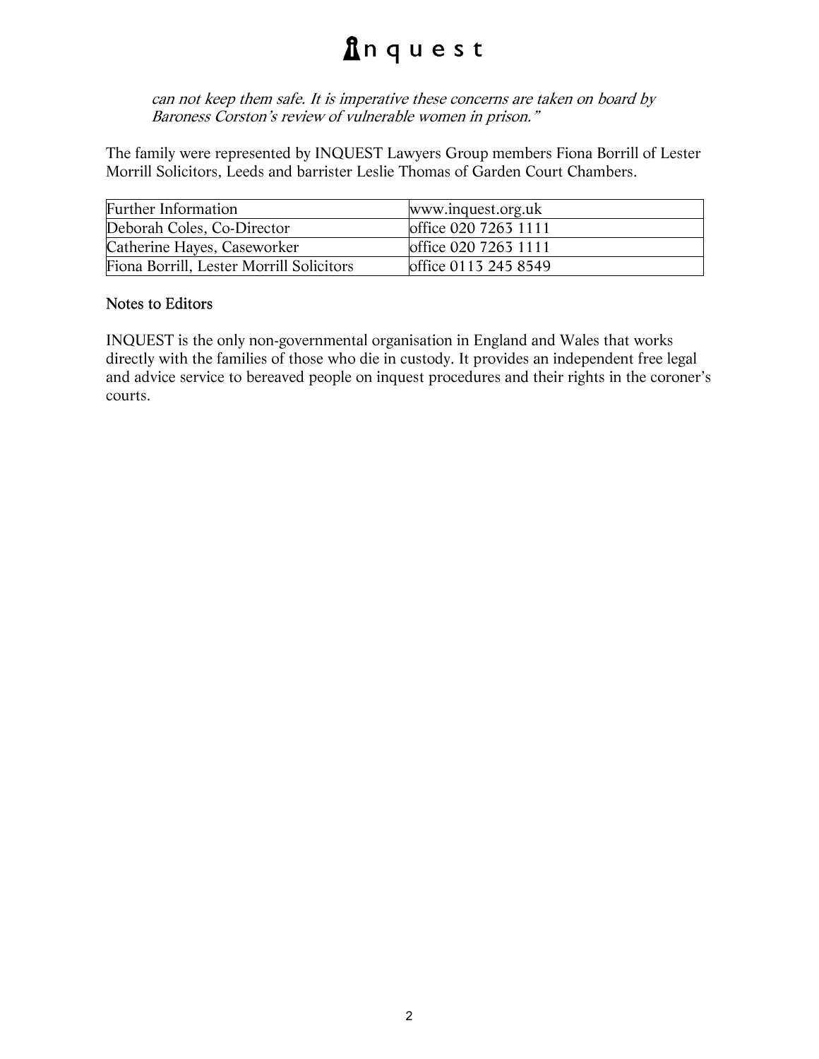*can not keep them safe. It is imperative these concerns are taken on board by Baroness Corston's review of vulnerable women in prison."*

The family were represented by INQUEST Lawyers Group members Fiona Borrill of Lester Morrill Solicitors, Leeds and barrister Leslie Thomas of Garden Court Chambers.

| | |
|---|---|
| Further Information | www.inquest.org.uk |
| Deborah Coles, Co-Director | office 020 7263 1111 |
| Catherine Hayes, Caseworker | office 020 7263 1111 |
| Fiona Borrill, Lester Morrill Solicitors | office 0113 245 8549 |

## Notes to Editors

INQUEST is the only non-governmental organisation in England and Wales that works directly with the families of those who die in custody. It provides an independent free legal and advice service to bereaved people on inquest procedures and their rights in the coroner's courts.